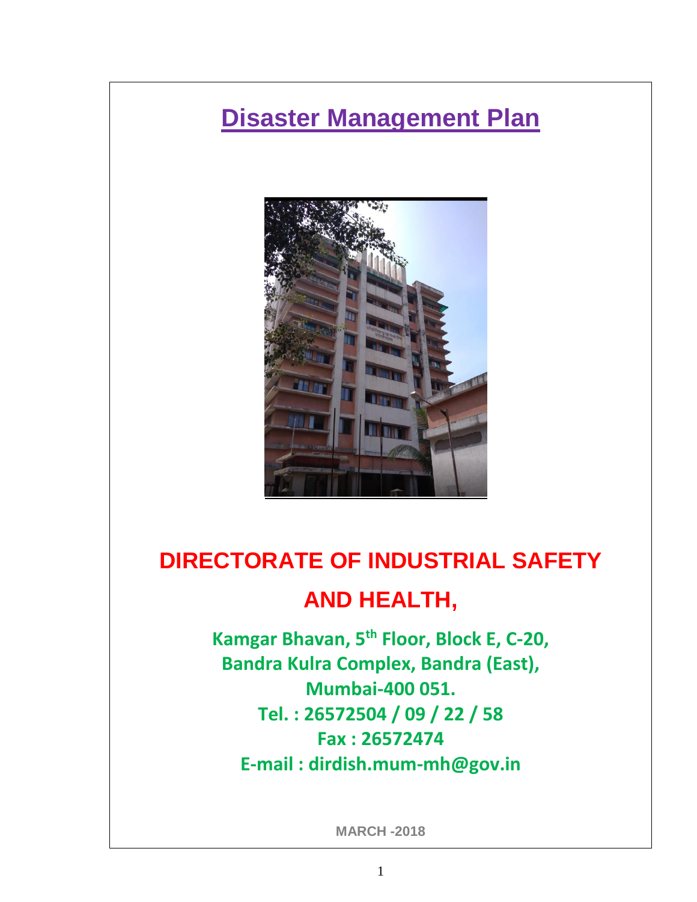# Disaster Management Plan

## DIRECTORATE OF INDUSTRIAL SAFETY AND HEALTH,

**Kamgar Bhavan, 5th Floor, Block E, C-20,**
**Bandra Kulra Complex, Bandra (East),**
**Mumbai-400 051.**
**Tel. : 26572504 / 09 / 22 / 58**
**Fax : 26572474**
**E-mail : dirdish.mum-mh@gov.in**

**MARCH -2018**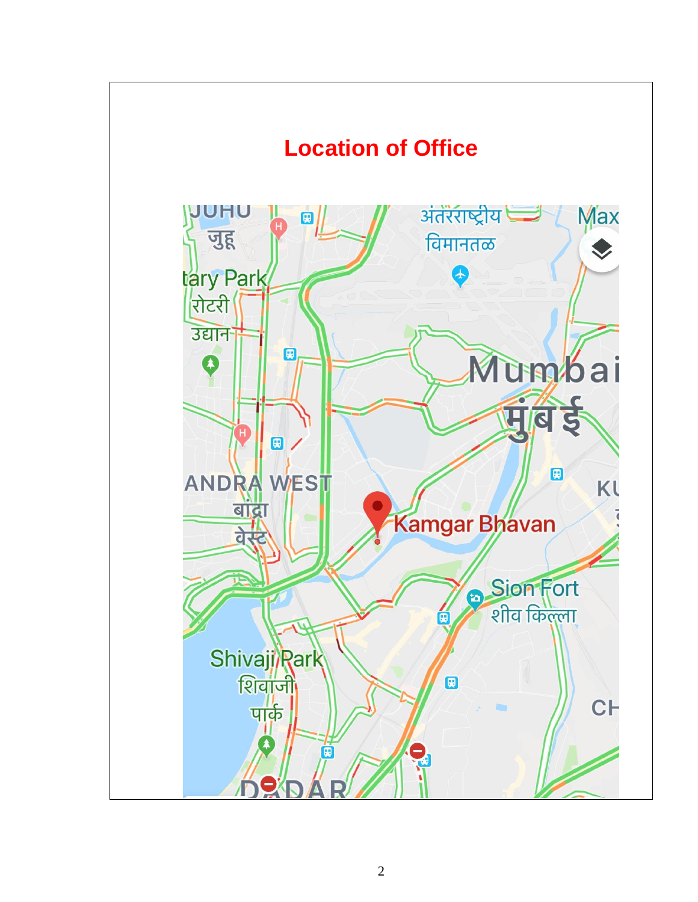# Location of Office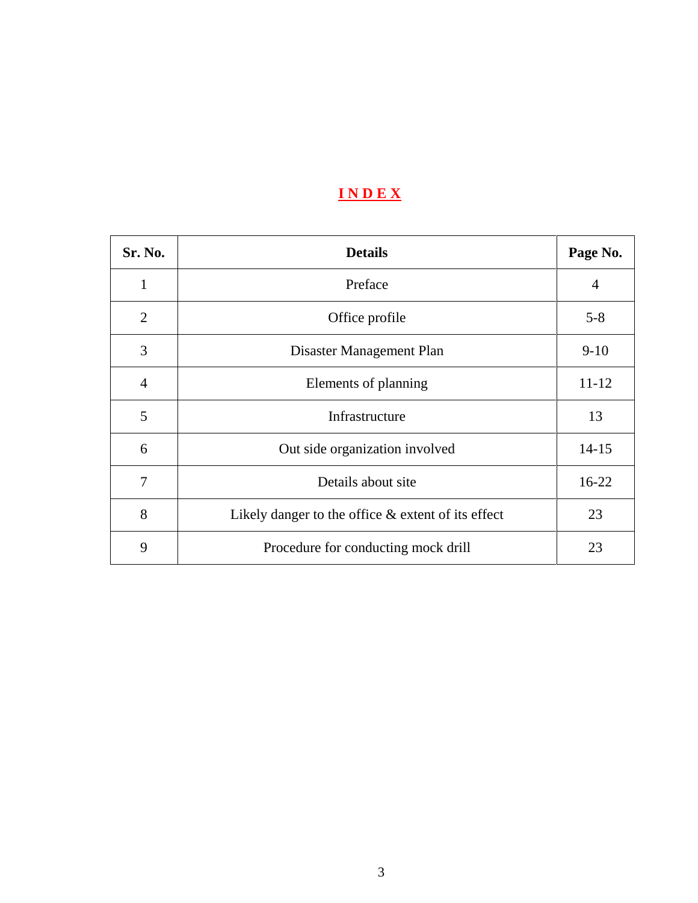# INDEX

| Sr. No. | Details | Page No. |
|---|---|---|
| 1 | Preface | 4 |
| 2 | Office profile | 5-8 |
| 3 | Disaster Management Plan | 9-10 |
| 4 | Elements of planning | 11-12 |
| 5 | Infrastructure | 13 |
| 6 | Out side organization involved | 14-15 |
| 7 | Details about site | 16-22 |
| 8 | Likely danger to the office & extent of its effect | 23 |
| 9 | Procedure for conducting mock drill | 23 |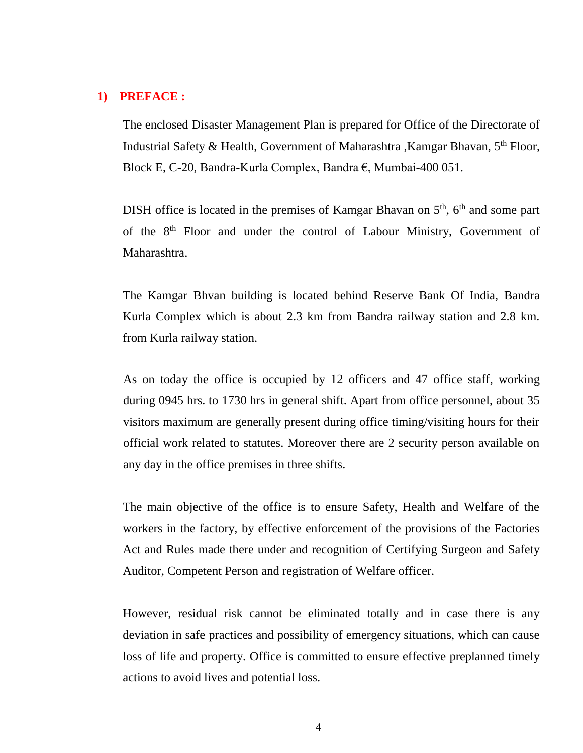## 1) PREFACE :

The enclosed Disaster Management Plan is prepared for Office of the Directorate of Industrial Safety & Health, Government of Maharashtra ,Kamgar Bhavan, 5th Floor, Block E, C-20, Bandra-Kurla Complex, Bandra €, Mumbai-400 051.

DISH office is located in the premises of Kamgar Bhavan on 5th, 6th and some part of the 8th Floor and under the control of Labour Ministry, Government of Maharashtra.

The Kamgar Bhvan building is located behind Reserve Bank Of India, Bandra Kurla Complex which is about 2.3 km from Bandra railway station and 2.8 km. from Kurla railway station.

As on today the office is occupied by 12 officers and 47 office staff, working during 0945 hrs. to 1730 hrs in general shift. Apart from office personnel, about 35 visitors maximum are generally present during office timing/visiting hours for their official work related to statutes. Moreover there are 2 security person available on any day in the office premises in three shifts.

The main objective of the office is to ensure Safety, Health and Welfare of the workers in the factory, by effective enforcement of the provisions of the Factories Act and Rules made there under and recognition of Certifying Surgeon and Safety Auditor, Competent Person and registration of Welfare officer.

However, residual risk cannot be eliminated totally and in case there is any deviation in safe practices and possibility of emergency situations, which can cause loss of life and property. Office is committed to ensure effective preplanned timely actions to avoid lives and potential loss.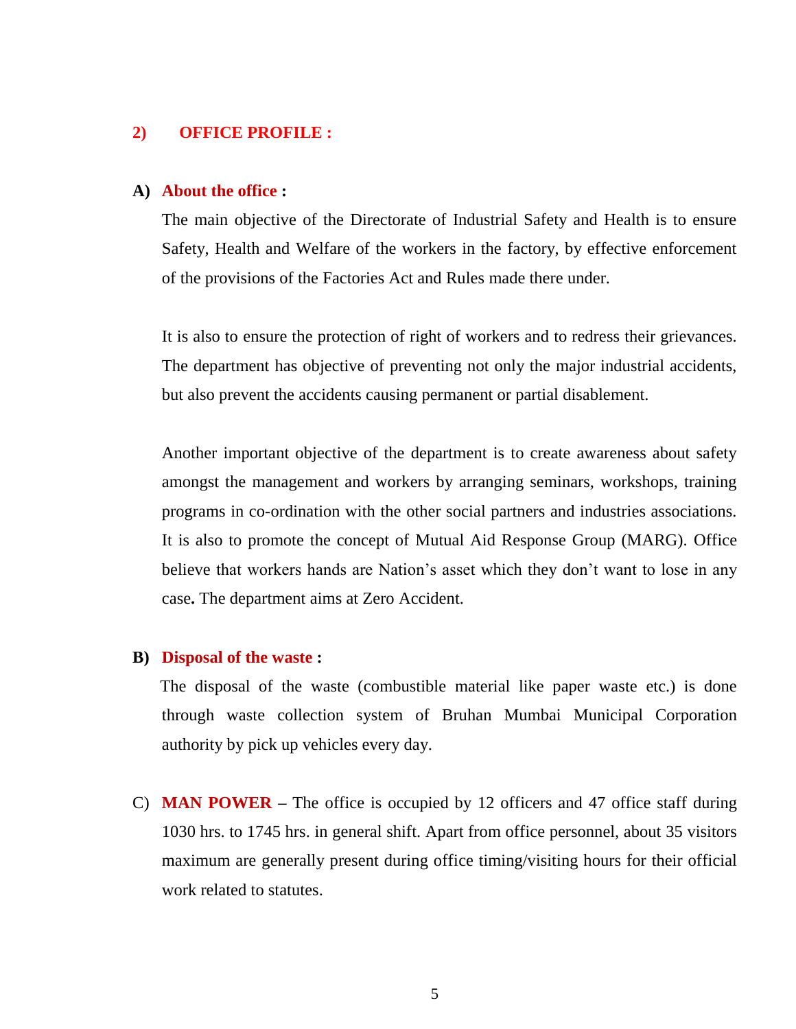## 2) OFFICE PROFILE :

### A) About the office :

The main objective of the Directorate of Industrial Safety and Health is to ensure Safety, Health and Welfare of the workers in the factory, by effective enforcement of the provisions of the Factories Act and Rules made there under.

It is also to ensure the protection of right of workers and to redress their grievances. The department has objective of preventing not only the major industrial accidents, but also prevent the accidents causing permanent or partial disablement.

Another important objective of the department is to create awareness about safety amongst the management and workers by arranging seminars, workshops, training programs in co-ordination with the other social partners and industries associations. It is also to promote the concept of Mutual Aid Response Group (MARG). Office believe that workers hands are Nation's asset which they don't want to lose in any case**.** The department aims at Zero Accident.

### B) Disposal of the waste :

The disposal of the waste (combustible material like paper waste etc.) is done through waste collection system of Bruhan Mumbai Municipal Corporation authority by pick up vehicles every day.

C) **MAN POWER** – The office is occupied by 12 officers and 47 office staff during 1030 hrs. to 1745 hrs. in general shift. Apart from office personnel, about 35 visitors maximum are generally present during office timing/visiting hours for their official work related to statutes.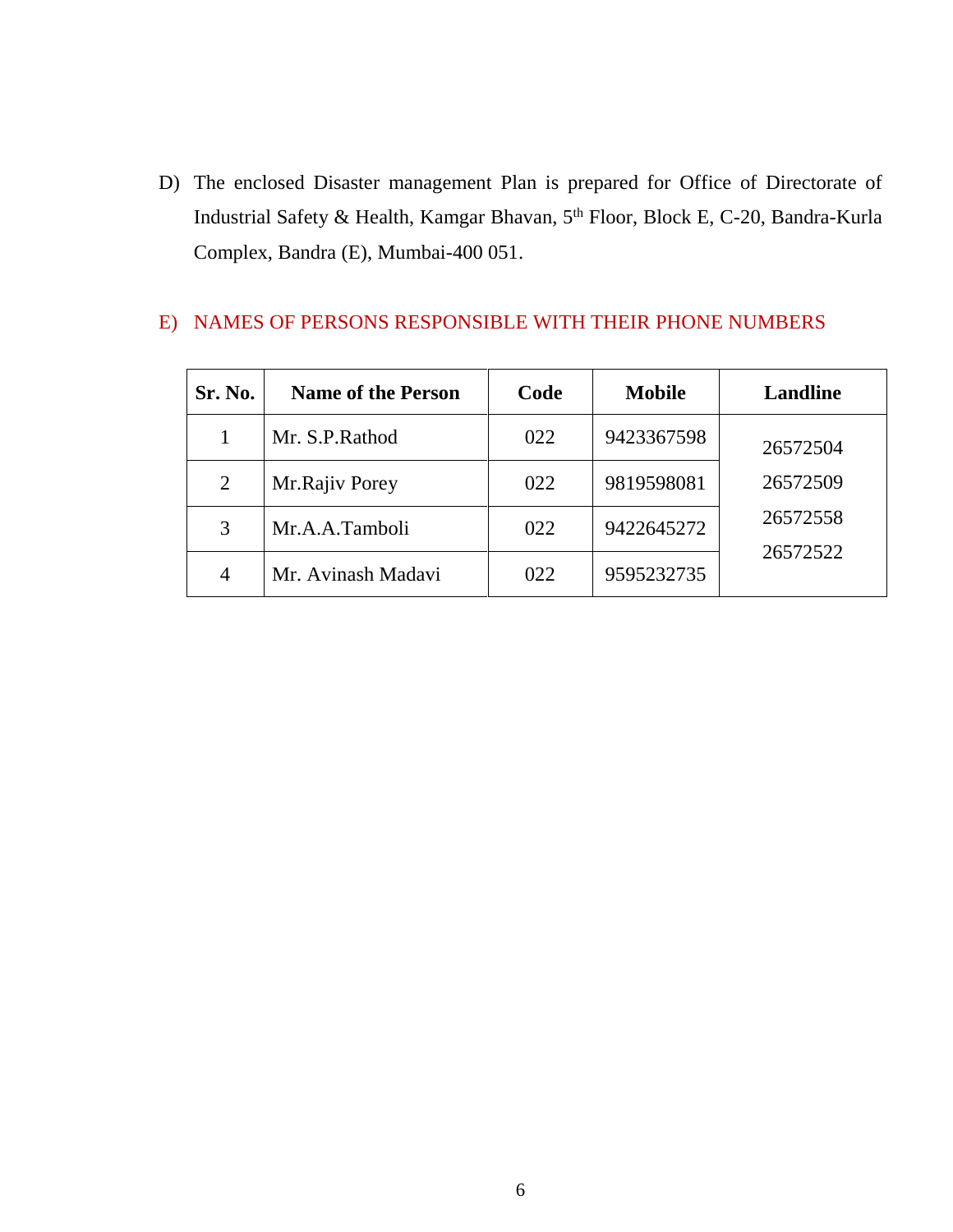D) The enclosed Disaster management Plan is prepared for Office of Directorate of Industrial Safety & Health, Kamgar Bhavan, 5th Floor, Block E, C-20, Bandra-Kurla Complex, Bandra (E), Mumbai-400 051.

## E) NAMES OF PERSONS RESPONSIBLE WITH THEIR PHONE NUMBERS

| Sr. No. | Name of the Person | Code | Mobile | Landline |
|---|---|---|---|---|
| 1 | Mr. S.P.Rathod | 022 | 9423367598 | 26572504<br>26572509<br>26572558<br>26572522 |
| 2 | Mr.Rajiv Porey | 022 | 9819598081 | |
| 3 | Mr.A.A.Tamboli | 022 | 9422645272 | |
| 4 | Mr. Avinash Madavi | 022 | 9595232735 | |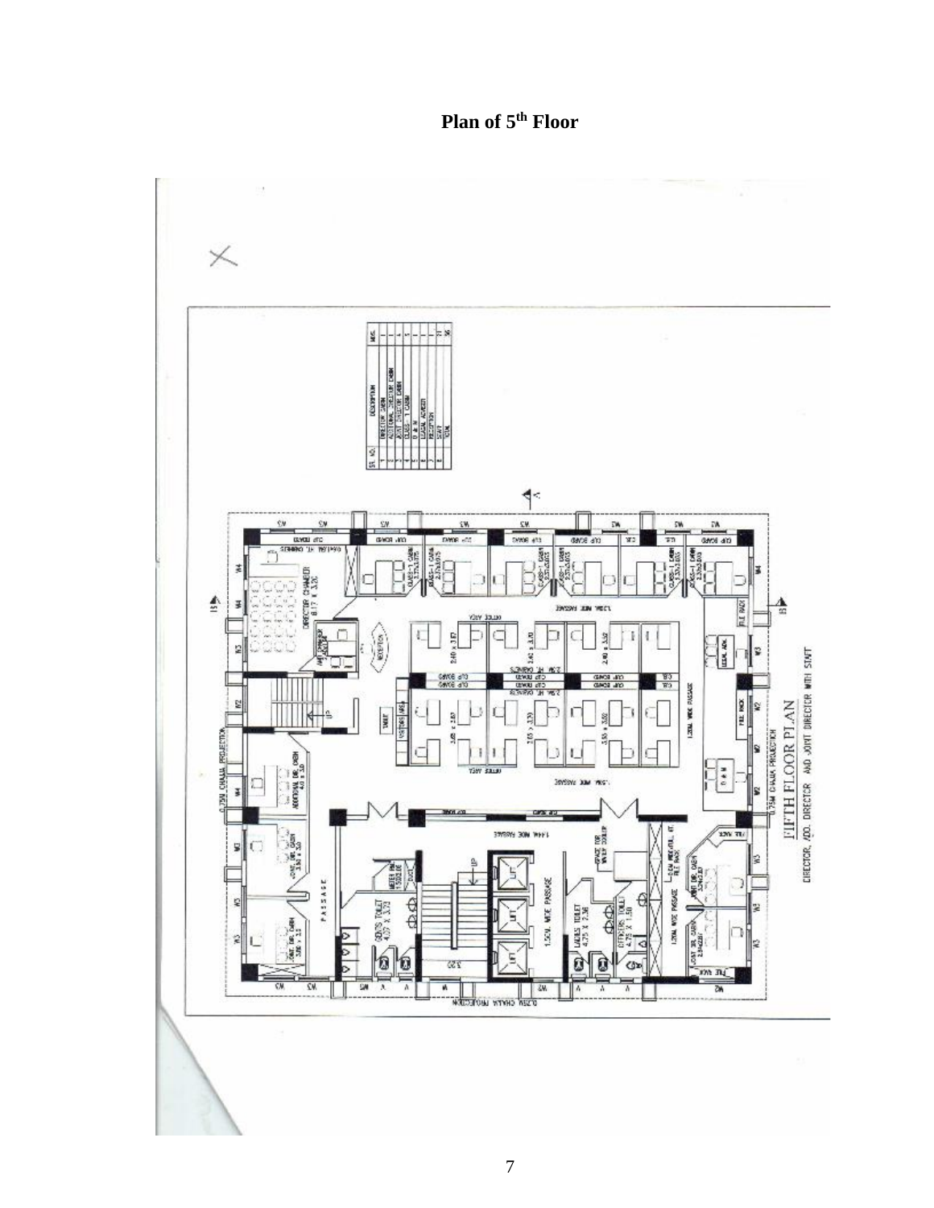# Plan of 5th Floor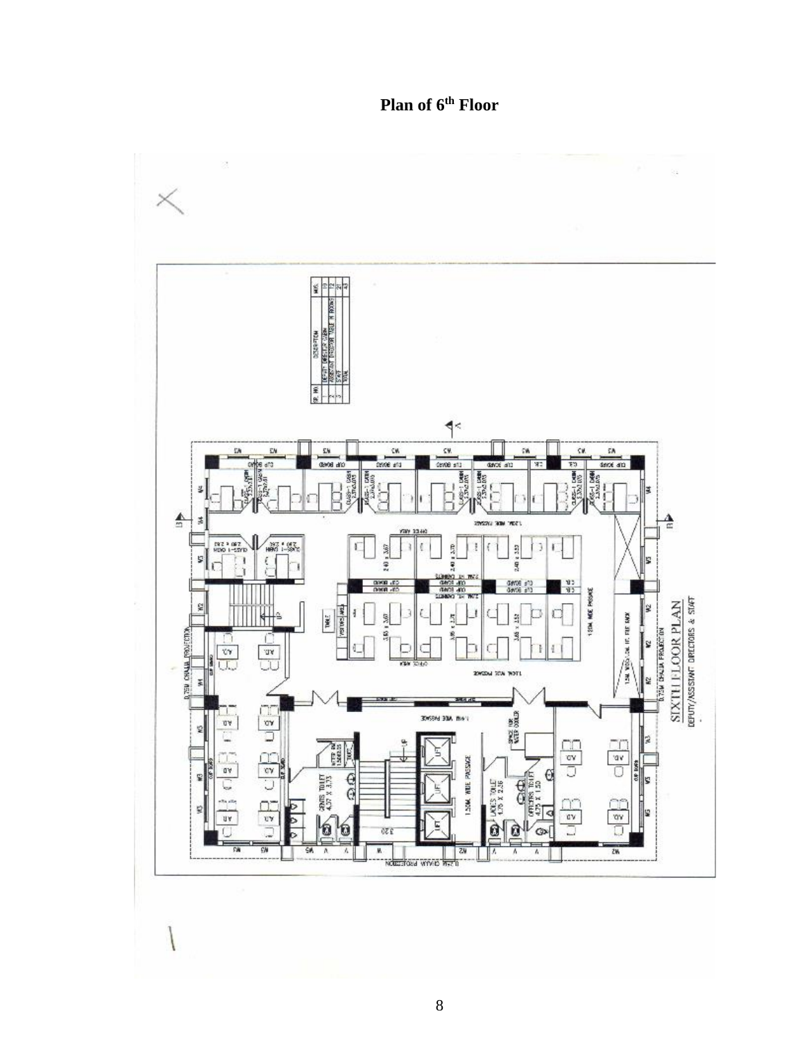**Plan of 6th Floor**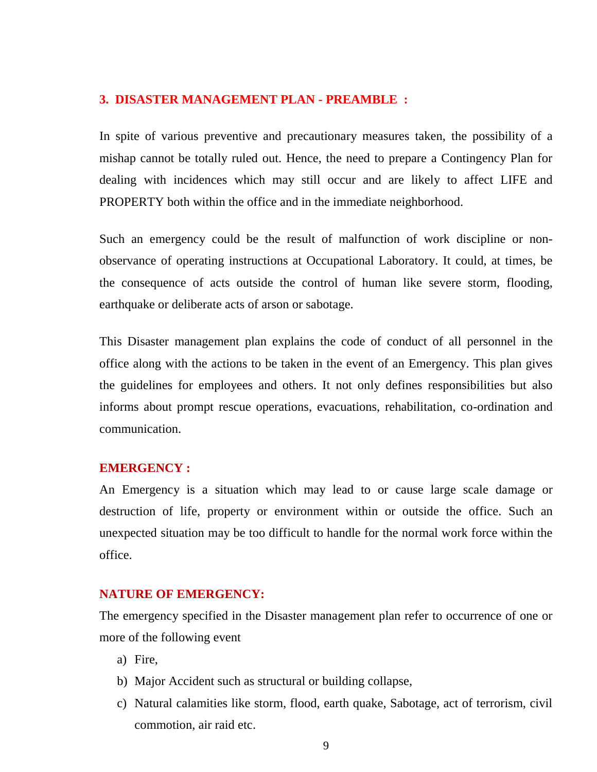## 3. DISASTER MANAGEMENT PLAN - PREAMBLE :

In spite of various preventive and precautionary measures taken, the possibility of a mishap cannot be totally ruled out. Hence, the need to prepare a Contingency Plan for dealing with incidences which may still occur and are likely to affect LIFE and PROPERTY both within the office and in the immediate neighborhood.

Such an emergency could be the result of malfunction of work discipline or non-observance of operating instructions at Occupational Laboratory. It could, at times, be the consequence of acts outside the control of human like severe storm, flooding, earthquake or deliberate acts of arson or sabotage.

This Disaster management plan explains the code of conduct of all personnel in the office along with the actions to be taken in the event of an Emergency. This plan gives the guidelines for employees and others. It not only defines responsibilities but also informs about prompt rescue operations, evacuations, rehabilitation, co-ordination and communication.

### EMERGENCY :

An Emergency is a situation which may lead to or cause large scale damage or destruction of life, property or environment within or outside the office. Such an unexpected situation may be too difficult to handle for the normal work force within the office.

### NATURE OF EMERGENCY:

The emergency specified in the Disaster management plan refer to occurrence of one or more of the following event

a) Fire,
b) Major Accident such as structural or building collapse,
c) Natural calamities like storm, flood, earth quake, Sabotage, act of terrorism, civil commotion, air raid etc.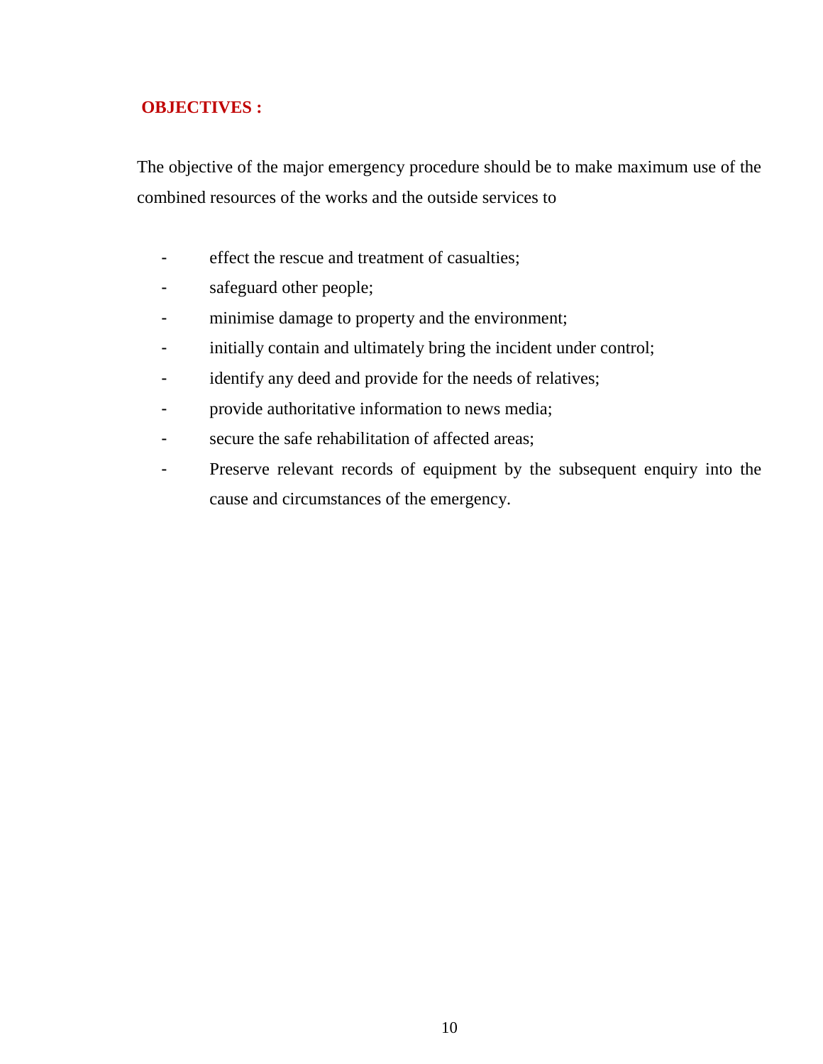## OBJECTIVES :

The objective of the major emergency procedure should be to make maximum use of the combined resources of the works and the outside services to

- effect the rescue and treatment of casualties;
- safeguard other people;
- minimise damage to property and the environment;
- initially contain and ultimately bring the incident under control;
- identify any deed and provide for the needs of relatives;
- provide authoritative information to news media;
- secure the safe rehabilitation of affected areas;
- Preserve relevant records of equipment by the subsequent enquiry into the cause and circumstances of the emergency.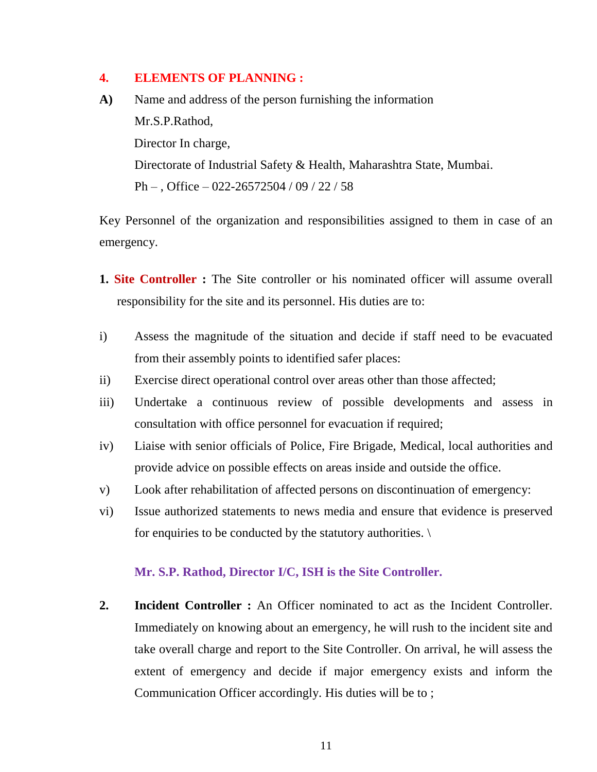## 4. ELEMENTS OF PLANNING :

**A)** Name and address of the person furnishing the information

Mr.S.P.Rathod,

Director In charge,

Directorate of Industrial Safety & Health, Maharashtra State, Mumbai.

Ph – , Office – 022-26572504 / 09 / 22 / 58

Key Personnel of the organization and responsibilities assigned to them in case of an emergency.

**1. Site Controller :** The Site controller or his nominated officer will assume overall responsibility for the site and its personnel. His duties are to:

i) Assess the magnitude of the situation and decide if staff need to be evacuated from their assembly points to identified safer places:

ii) Exercise direct operational control over areas other than those affected;

iii) Undertake a continuous review of possible developments and assess in consultation with office personnel for evacuation if required;

iv) Liaise with senior officials of Police, Fire Brigade, Medical, local authorities and provide advice on possible effects on areas inside and outside the office.

v) Look after rehabilitation of affected persons on discontinuation of emergency:

vi) Issue authorized statements to news media and ensure that evidence is preserved for enquiries to be conducted by the statutory authorities. \

**Mr. S.P. Rathod, Director I/C, ISH is the Site Controller.**

**2. Incident Controller :** An Officer nominated to act as the Incident Controller. Immediately on knowing about an emergency, he will rush to the incident site and take overall charge and report to the Site Controller. On arrival, he will assess the extent of emergency and decide if major emergency exists and inform the Communication Officer accordingly. His duties will be to ;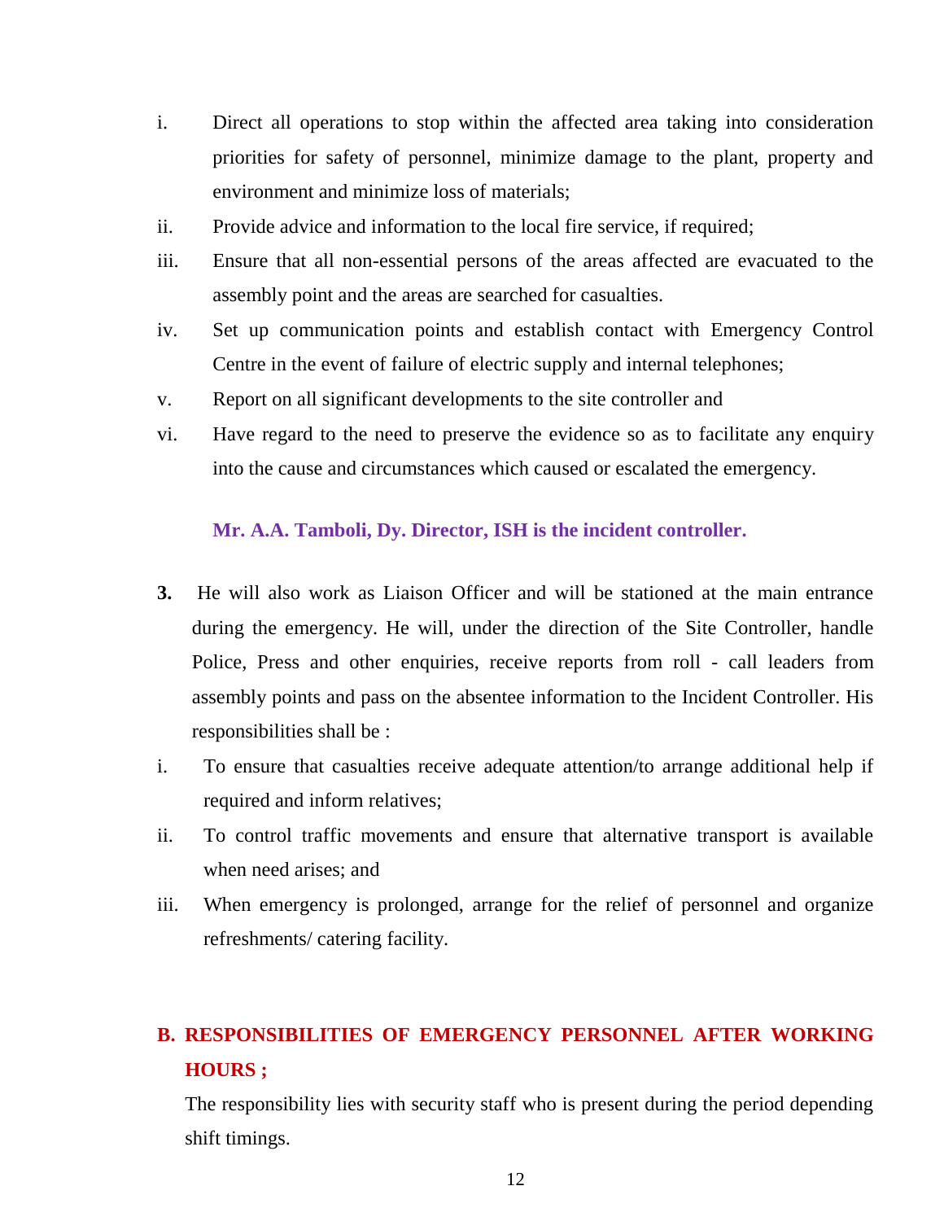i. Direct all operations to stop within the affected area taking into consideration priorities for safety of personnel, minimize damage to the plant, property and environment and minimize loss of materials;
ii. Provide advice and information to the local fire service, if required;
iii. Ensure that all non-essential persons of the areas affected are evacuated to the assembly point and the areas are searched for casualties.
iv. Set up communication points and establish contact with Emergency Control Centre in the event of failure of electric supply and internal telephones;
v. Report on all significant developments to the site controller and
vi. Have regard to the need to preserve the evidence so as to facilitate any enquiry into the cause and circumstances which caused or escalated the emergency.

**Mr. A.A. Tamboli, Dy. Director, ISH is the incident controller.**

**3.** He will also work as Liaison Officer and will be stationed at the main entrance during the emergency. He will, under the direction of the Site Controller, handle Police, Press and other enquiries, receive reports from roll - call leaders from assembly points and pass on the absentee information to the Incident Controller. His responsibilities shall be :

i. To ensure that casualties receive adequate attention/to arrange additional help if required and inform relatives;
ii. To control traffic movements and ensure that alternative transport is available when need arises; and
iii. When emergency is prolonged, arrange for the relief of personnel and organize refreshments/ catering facility.

## B. RESPONSIBILITIES OF EMERGENCY PERSONNEL AFTER WORKING HOURS ;

The responsibility lies with security staff who is present during the period depending shift timings.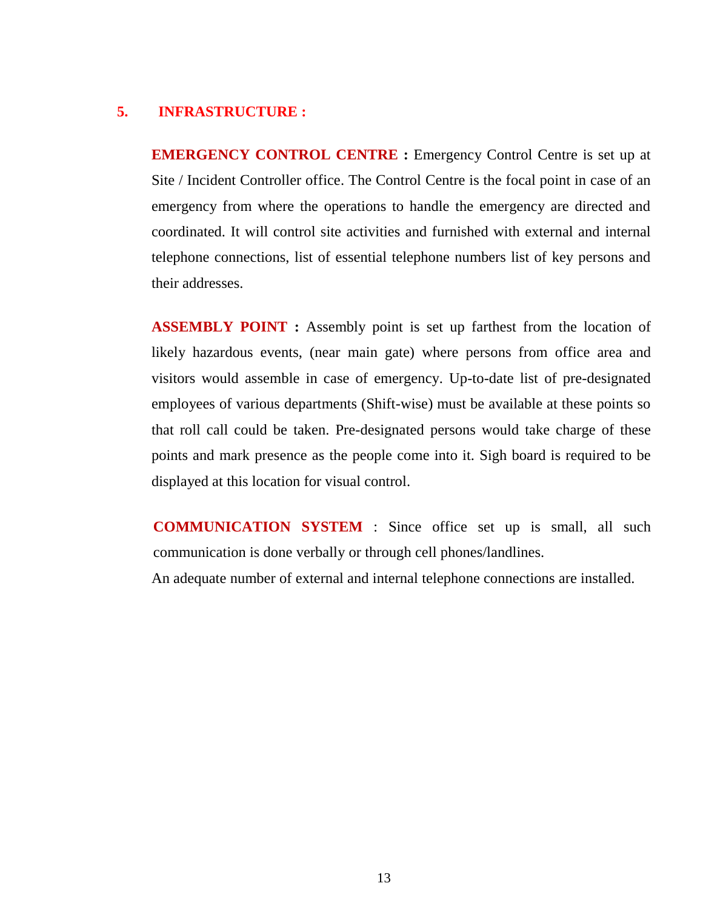## 5. INFRASTRUCTURE :

**EMERGENCY CONTROL CENTRE :** Emergency Control Centre is set up at Site / Incident Controller office. The Control Centre is the focal point in case of an emergency from where the operations to handle the emergency are directed and coordinated. It will control site activities and furnished with external and internal telephone connections, list of essential telephone numbers list of key persons and their addresses.

**ASSEMBLY POINT :** Assembly point is set up farthest from the location of likely hazardous events, (near main gate) where persons from office area and visitors would assemble in case of emergency. Up-to-date list of pre-designated employees of various departments (Shift-wise) must be available at these points so that roll call could be taken. Pre-designated persons would take charge of these points and mark presence as the people come into it. Sigh board is required to be displayed at this location for visual control.

**COMMUNICATION SYSTEM** : Since office set up is small, all such communication is done verbally or through cell phones/landlines.

An adequate number of external and internal telephone connections are installed.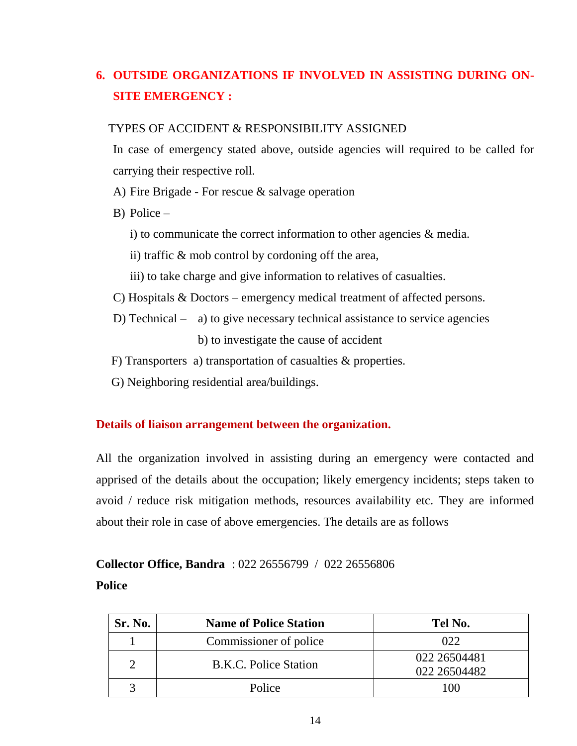## 6. OUTSIDE ORGANIZATIONS IF INVOLVED IN ASSISTING DURING ON-SITE EMERGENCY :

TYPES OF ACCIDENT & RESPONSIBILITY ASSIGNED

In case of emergency stated above, outside agencies will required to be called for carrying their respective roll.

A) Fire Brigade - For rescue & salvage operation

B) Police –

i) to communicate the correct information to other agencies & media.

ii) traffic & mob control by cordoning off the area,

iii) to take charge and give information to relatives of casualties.

C) Hospitals & Doctors – emergency medical treatment of affected persons.

D) Technical – a) to give necessary technical assistance to service agencies

b) to investigate the cause of accident

F) Transporters a) transportation of casualties & properties.

G) Neighboring residential area/buildings.

### Details of liaison arrangement between the organization.

All the organization involved in assisting during an emergency were contacted and apprised of the details about the occupation; likely emergency incidents; steps taken to avoid / reduce risk mitigation methods, resources availability etc. They are informed about their role in case of above emergencies. The details are as follows

**Collector Office, Bandra** : 022 26556799 / 022 26556806

**Police**

| Sr. No. | Name of Police Station | Tel No. |
|---|---|---|
| 1 | Commissioner of police | 022 |
| 2 | B.K.C. Police Station | 022 26504481<br>022 26504482 |
| 3 | Police | 100 |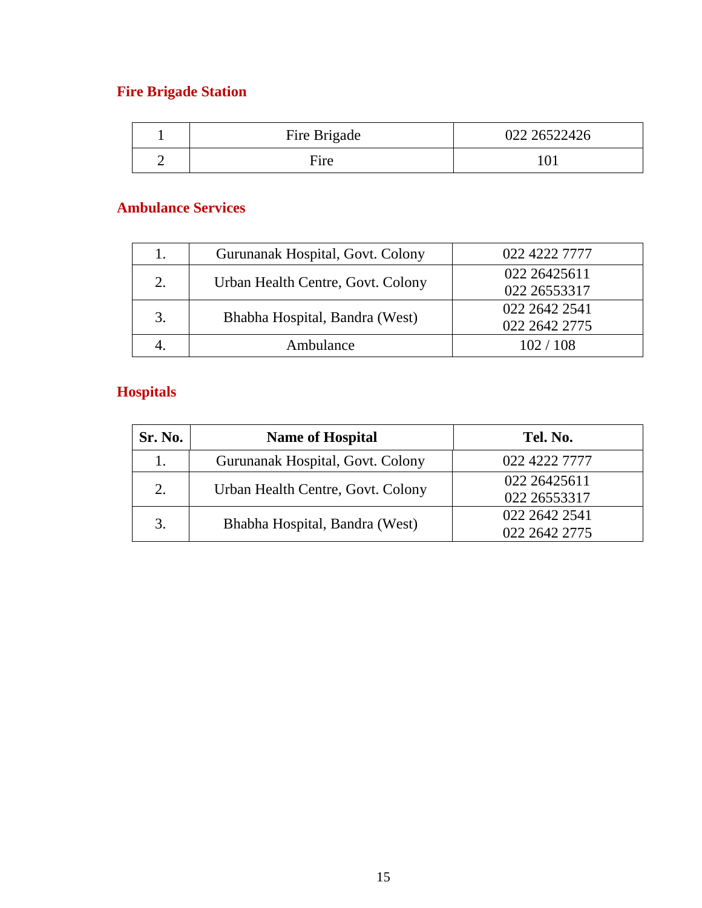## Fire Brigade Station

| | | |
|---|---|---|
| 1 | Fire Brigade | 022 26522426 |
| 2 | Fire | 101 |

## Ambulance Services

| | | |
|---|---|---|
| 1. | Gurunanak Hospital, Govt. Colony | 022 4222 7777 |
| 2. | Urban Health Centre, Govt. Colony | 022 26425611<br>022 26553317 |
| 3. | Bhabha Hospital, Bandra (West) | 022 2642 2541<br>022 2642 2775 |
| 4. | Ambulance | 102 / 108 |

## Hospitals

| Sr. No. | Name of Hospital | Tel. No. |
|---|---|---|
| 1. | Gurunanak Hospital, Govt. Colony | 022 4222 7777 |
| 2. | Urban Health Centre, Govt. Colony | 022 26425611<br>022 26553317 |
| 3. | Bhabha Hospital, Bandra (West) | 022 2642 2541<br>022 2642 2775 |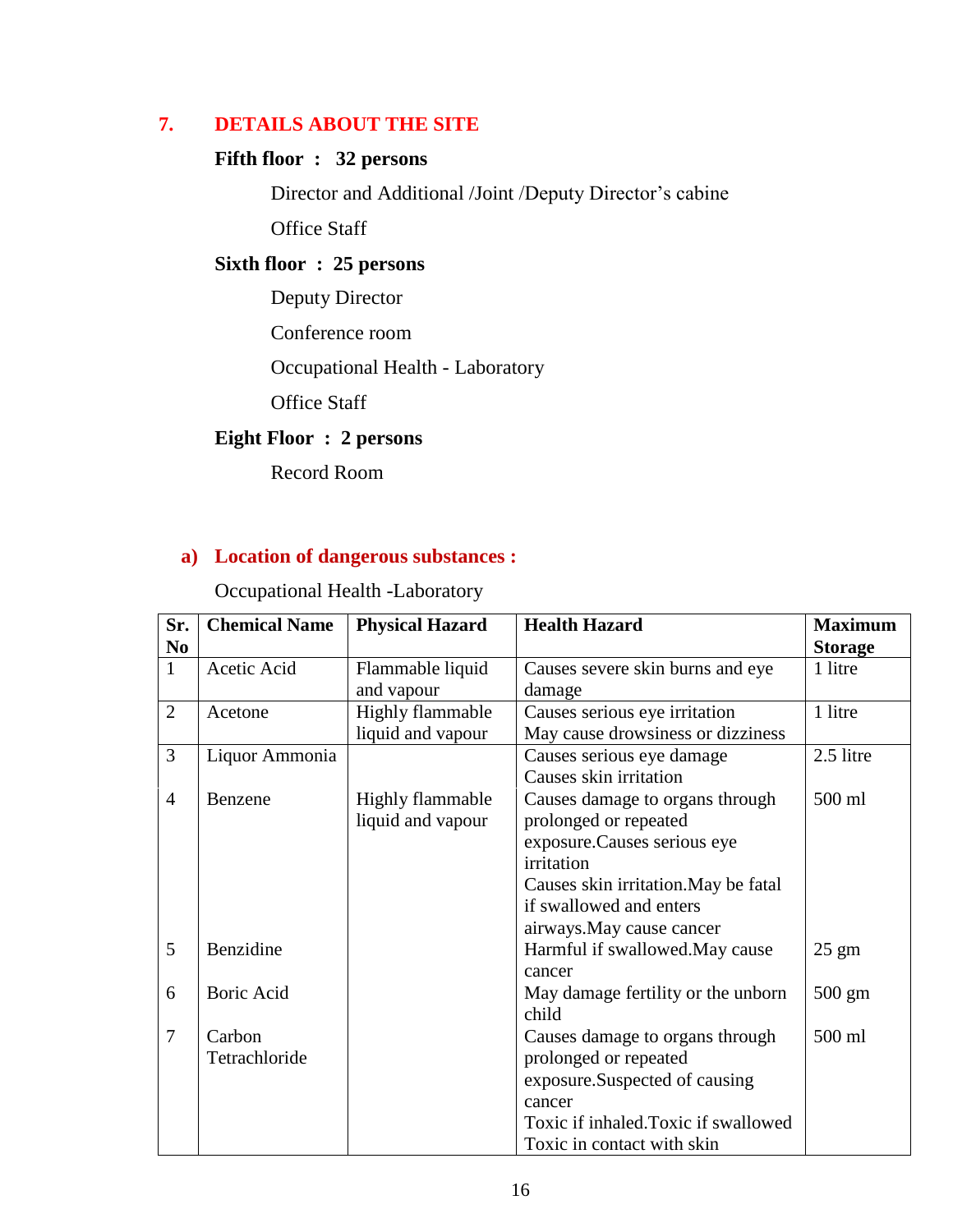## 7. DETAILS ABOUT THE SITE

**Fifth floor : 32 persons**

Director and Additional /Joint /Deputy Director's cabine

Office Staff

**Sixth floor : 25 persons**

Deputy Director

Conference room

Occupational Health - Laboratory

Office Staff

**Eight Floor : 2 persons**

Record Room

### a) Location of dangerous substances :

Occupational Health -Laboratory

| Sr. No | Chemical Name | Physical Hazard | Health Hazard | Maximum Storage |
|---|---|---|---|---|
| 1 | Acetic Acid | Flammable liquid and vapour | Causes severe skin burns and eye damage | 1 litre |
| 2 | Acetone | Highly flammable liquid and vapour | Causes serious eye irritation May cause drowsiness or dizziness | 1 litre |
| 3 | Liquor Ammonia | | Causes serious eye damage Causes skin irritation | 2.5 litre |
| 4 | Benzene | Highly flammable liquid and vapour | Causes damage to organs through prolonged or repeated exposure.Causes serious eye irritation Causes skin irritation.May be fatal if swallowed and enters airways.May cause cancer | 500 ml |
| 5 | Benzidine | | Harmful if swallowed.May cause cancer | 25 gm |
| 6 | Boric Acid | | May damage fertility or the unborn child | 500 gm |
| 7 | Carbon Tetrachloride | | Causes damage to organs through prolonged or repeated exposure.Suspected of causing cancer Toxic if inhaled.Toxic if swallowed Toxic in contact with skin | 500 ml |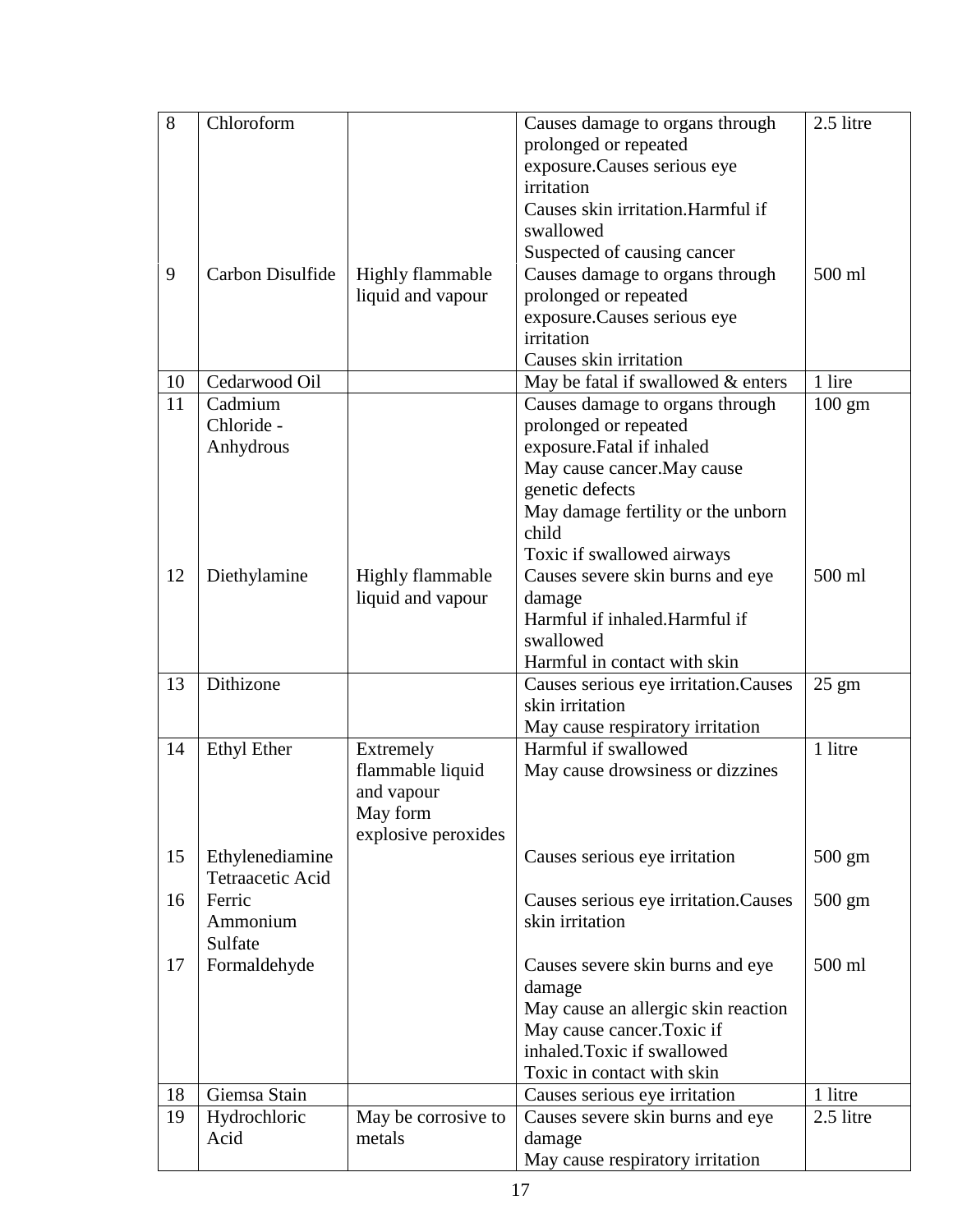| 8 | Chloroform | | Causes damage to organs through prolonged or repeated exposure.Causes serious eye irritation<br>Causes skin irritation.Harmful if swallowed<br>Suspected of causing cancer | 2.5 litre |
|---|---|---|---|---|
| 9 | Carbon Disulfide | Highly flammable liquid and vapour | Causes damage to organs through prolonged or repeated exposure.Causes serious eye irritation<br>Causes skin irritation | 500 ml |
| 10 | Cedarwood Oil | | May be fatal if swallowed & enters | 1 lire |
| 11 | Cadmium Chloride - Anhydrous | | Causes damage to organs through prolonged or repeated exposure.Fatal if inhaled<br>May cause cancer.May cause genetic defects<br>May damage fertility or the unborn child<br>Toxic if swallowed airways | 100 gm |
| 12 | Diethylamine | Highly flammable liquid and vapour | Causes severe skin burns and eye damage<br>Harmful if inhaled.Harmful if swallowed<br>Harmful in contact with skin | 500 ml |
| 13 | Dithizone | | Causes serious eye irritation.Causes skin irritation<br>May cause respiratory irritation | 25 gm |
| 14 | Ethyl Ether | Extremely flammable liquid and vapour<br>May form explosive peroxides | Harmful if swallowed<br>May cause drowsiness or dizzines | 1 litre |
| 15 | Ethylenediamine Tetraacetic Acid | | Causes serious eye irritation | 500 gm |
| 16 | Ferric Ammonium Sulfate | | Causes serious eye irritation.Causes skin irritation | 500 gm |
| 17 | Formaldehyde | | Causes severe skin burns and eye damage<br>May cause an allergic skin reaction<br>May cause cancer.Toxic if inhaled.Toxic if swallowed<br>Toxic in contact with skin | 500 ml |
| 18 | Giemsa Stain | | Causes serious eye irritation | 1 litre |
| 19 | Hydrochloric Acid | May be corrosive to metals | Causes severe skin burns and eye damage<br>May cause respiratory irritation | 2.5 litre |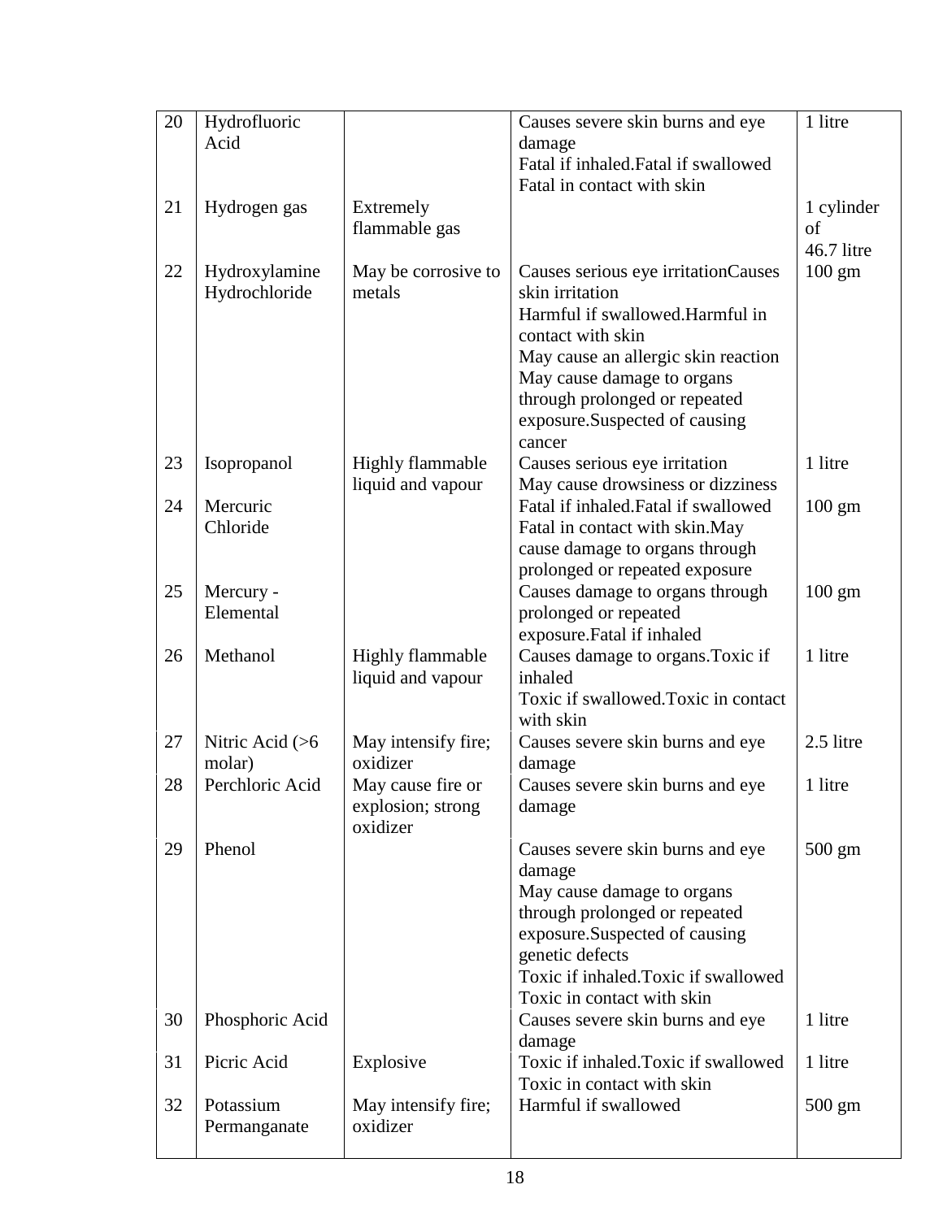| 20 | Hydrofluoric Acid | | Causes severe skin burns and eye damage<br>Fatal if inhaled.Fatal if swallowed<br>Fatal in contact with skin | 1 litre |
|---|---|---|---|---|
| 21 | Hydrogen gas | Extremely flammable gas | | 1 cylinder of 46.7 litre |
| 22 | Hydroxylamine Hydrochloride | May be corrosive to metals | Causes serious eye irritationCauses skin irritation<br>Harmful if swallowed.Harmful in contact with skin<br>May cause an allergic skin reaction<br>May cause damage to organs through prolonged or repeated exposure.Suspected of causing cancer | 100 gm |
| 23 | Isopropanol | Highly flammable liquid and vapour | Causes serious eye irritation<br>May cause drowsiness or dizziness | 1 litre |
| 24 | Mercuric Chloride | | Fatal if inhaled.Fatal if swallowed<br>Fatal in contact with skin.May cause damage to organs through prolonged or repeated exposure | 100 gm |
| 25 | Mercury - Elemental | | Causes damage to organs through prolonged or repeated exposure.Fatal if inhaled | 100 gm |
| 26 | Methanol | Highly flammable liquid and vapour | Causes damage to organs.Toxic if inhaled<br>Toxic if swallowed.Toxic in contact with skin | 1 litre |
| 27 | Nitric Acid (>6 molar) | May intensify fire; oxidizer | Causes severe skin burns and eye damage | 2.5 litre |
| 28 | Perchloric Acid | May cause fire or explosion; strong oxidizer | Causes severe skin burns and eye damage | 1 litre |
| 29 | Phenol | | Causes severe skin burns and eye damage<br>May cause damage to organs through prolonged or repeated exposure.Suspected of causing genetic defects<br>Toxic if inhaled.Toxic if swallowed<br>Toxic in contact with skin | 500 gm |
| 30 | Phosphoric Acid | | Causes severe skin burns and eye damage | 1 litre |
| 31 | Picric Acid | Explosive | Toxic if inhaled.Toxic if swallowed<br>Toxic in contact with skin | 1 litre |
| 32 | Potassium Permanganate | May intensify fire; oxidizer | Harmful if swallowed | 500 gm |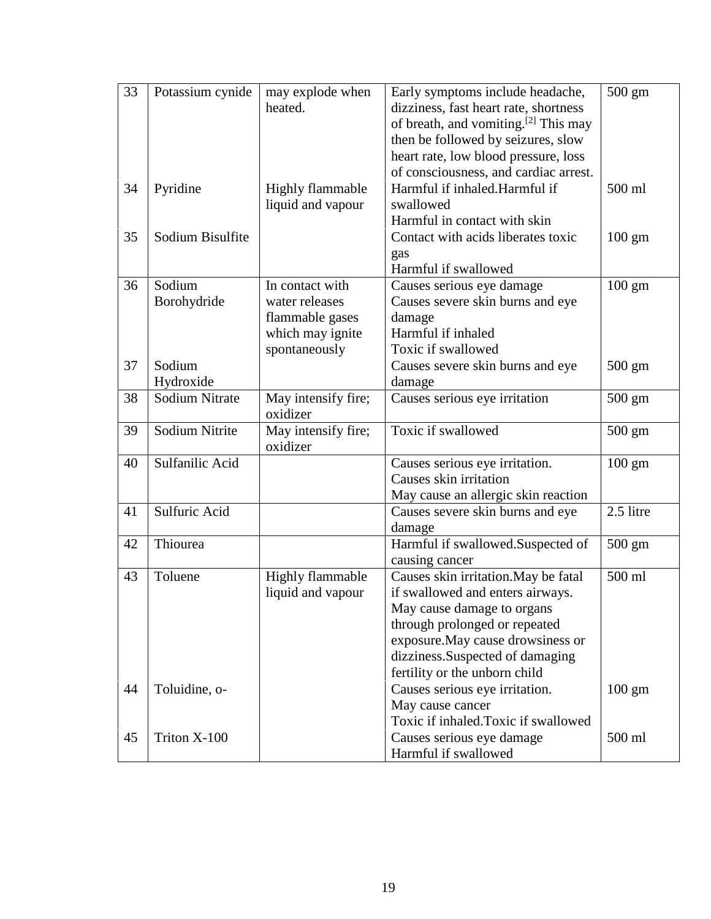| 33 | Potassium cynide | may explode when heated. | Early symptoms include headache, dizziness, fast heart rate, shortness of breath, and vomiting.[2] This may then be followed by seizures, slow heart rate, low blood pressure, loss of consciousness, and cardiac arrest. | 500 gm |
|---|---|---|---|---|
| 34 | Pyridine | Highly flammable liquid and vapour | Harmful if inhaled.Harmful if swallowed Harmful in contact with skin | 500 ml |
| 35 | Sodium Bisulfite | | Contact with acids liberates toxic gas Harmful if swallowed | 100 gm |
| 36 | Sodium Borohydride | In contact with water releases flammable gases which may ignite spontaneously | Causes serious eye damage Causes severe skin burns and eye damage Harmful if inhaled Toxic if swallowed | 100 gm |
| 37 | Sodium Hydroxide | | Causes severe skin burns and eye damage | 500 gm |
| 38 | Sodium Nitrate | May intensify fire; oxidizer | Causes serious eye irritation | 500 gm |
| 39 | Sodium Nitrite | May intensify fire; oxidizer | Toxic if swallowed | 500 gm |
| 40 | Sulfanilic Acid | | Causes serious eye irritation. Causes skin irritation May cause an allergic skin reaction | 100 gm |
| 41 | Sulfuric Acid | | Causes severe skin burns and eye damage | 2.5 litre |
| 42 | Thiourea | | Harmful if swallowed.Suspected of causing cancer | 500 gm |
| 43 | Toluene | Highly flammable liquid and vapour | Causes skin irritation.May be fatal if swallowed and enters airways. May cause damage to organs through prolonged or repeated exposure.May cause drowsiness or dizziness.Suspected of damaging fertility or the unborn child | 500 ml |
| 44 | Toluidine, o- | | Causes serious eye irritation. May cause cancer Toxic if inhaled.Toxic if swallowed | 100 gm |
| 45 | Triton X-100 | | Causes serious eye damage Harmful if swallowed | 500 ml |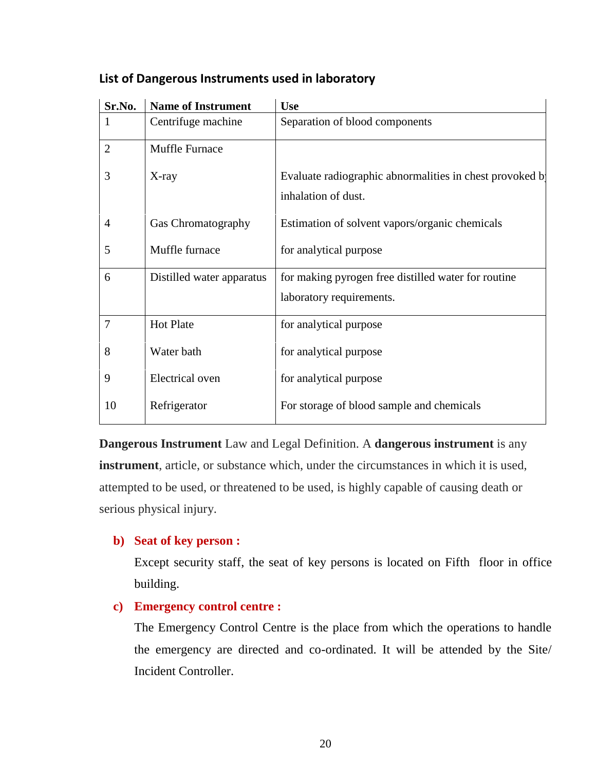## List of Dangerous Instruments used in laboratory

| Sr.No. | Name of Instrument | Use |
|---|---|---|
| 1 | Centrifuge machine | Separation of blood components |
| 2 | Muffle Furnace | |
| 3 | X-ray | Evaluate radiographic abnormalities in chest provoked by inhalation of dust. |
| 4 | Gas Chromatography | Estimation of solvent vapors/organic chemicals |
| 5 | Muffle furnace | for analytical purpose |
| 6 | Distilled water apparatus | for making pyrogen free distilled water for routine laboratory requirements. |
| 7 | Hot Plate | for analytical purpose |
| 8 | Water bath | for analytical purpose |
| 9 | Electrical oven | for analytical purpose |
| 10 | Refrigerator | For storage of blood sample and chemicals |

**Dangerous Instrument** Law and Legal Definition. A **dangerous instrument** is any **instrument**, article, or substance which, under the circumstances in which it is used, attempted to be used, or threatened to be used, is highly capable of causing death or serious physical injury.

**b) Seat of key person :**

Except security staff, the seat of key persons is located on Fifth floor in office building.

**c) Emergency control centre :**

The Emergency Control Centre is the place from which the operations to handle the emergency are directed and co-ordinated. It will be attended by the Site/ Incident Controller.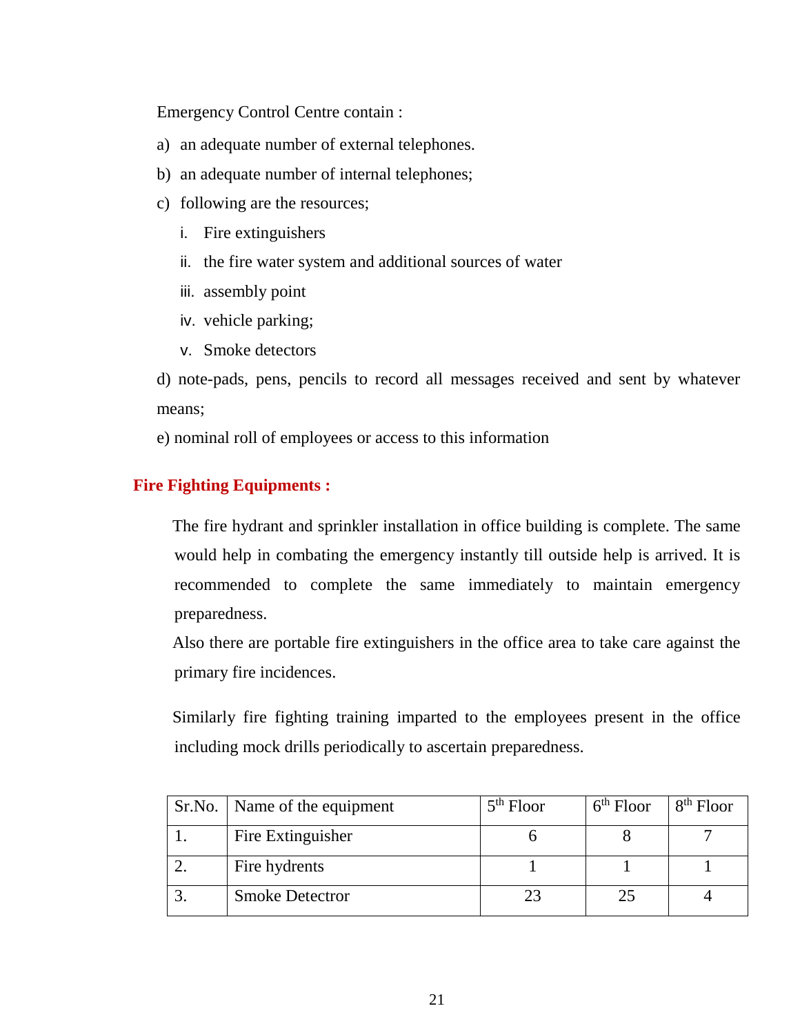Emergency Control Centre contain :

a) an adequate number of external telephones.

b) an adequate number of internal telephones;

c) following are the resources;

   i. Fire extinguishers
   ii. the fire water system and additional sources of water
   iii. assembly point
   iv. vehicle parking;
   v. Smoke detectors

d) note-pads, pens, pencils to record all messages received and sent by whatever means;

e) nominal roll of employees or access to this information

## Fire Fighting Equipments :

The fire hydrant and sprinkler installation in office building is complete. The same would help in combating the emergency instantly till outside help is arrived. It is recommended to complete the same immediately to maintain emergency preparedness.

Also there are portable fire extinguishers in the office area to take care against the primary fire incidences.

Similarly fire fighting training imparted to the employees present in the office including mock drills periodically to ascertain preparedness.

| Sr.No. | Name of the equipment | 5th Floor | 6th Floor | 8th Floor |
|---|---|---|---|---|
| 1. | Fire Extinguisher | 6 | 8 | 7 |
| 2. | Fire hydrents | 1 | 1 | 1 |
| 3. | Smoke Detectror | 23 | 25 | 4 |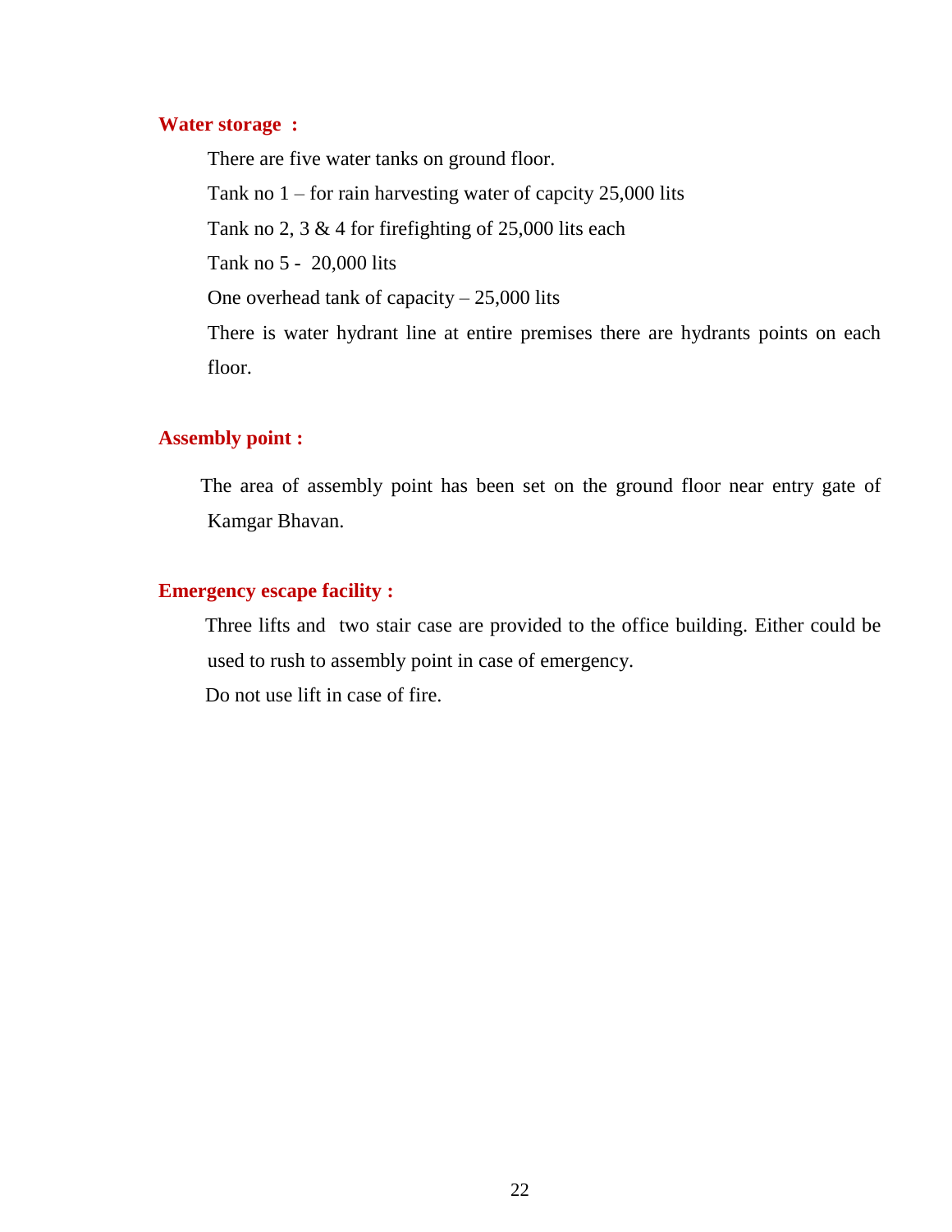### Water storage :

There are five water tanks on ground floor.

Tank no 1 – for rain harvesting water of capcity 25,000 lits

Tank no 2, 3 & 4 for firefighting of 25,000 lits each

Tank no 5 - 20,000 lits

One overhead tank of capacity – 25,000 lits

There is water hydrant line at entire premises there are hydrants points on each floor.

### Assembly point :

The area of assembly point has been set on the ground floor near entry gate of Kamgar Bhavan.

### Emergency escape facility :

Three lifts and two stair case are provided to the office building. Either could be used to rush to assembly point in case of emergency.

Do not use lift in case of fire.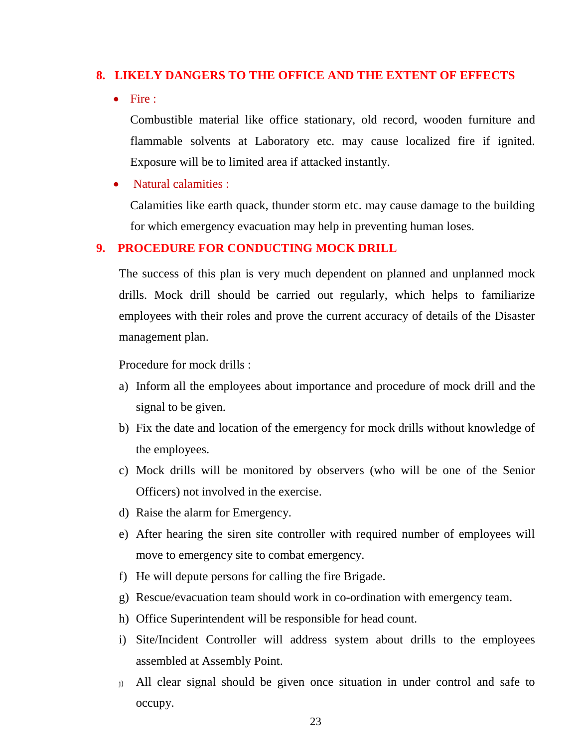## 8. LIKELY DANGERS TO THE OFFICE AND THE EXTENT OF EFFECTS

- Fire :

  Combustible material like office stationary, old record, wooden furniture and flammable solvents at Laboratory etc. may cause localized fire if ignited. Exposure will be to limited area if attacked instantly.

- Natural calamities :

  Calamities like earth quack, thunder storm etc. may cause damage to the building for which emergency evacuation may help in preventing human loses.

## 9. PROCEDURE FOR CONDUCTING MOCK DRILL

The success of this plan is very much dependent on planned and unplanned mock drills. Mock drill should be carried out regularly, which helps to familiarize employees with their roles and prove the current accuracy of details of the Disaster management plan.

Procedure for mock drills :

a) Inform all the employees about importance and procedure of mock drill and the signal to be given.
b) Fix the date and location of the emergency for mock drills without knowledge of the employees.
c) Mock drills will be monitored by observers (who will be one of the Senior Officers) not involved in the exercise.
d) Raise the alarm for Emergency.
e) After hearing the siren site controller with required number of employees will move to emergency site to combat emergency.
f) He will depute persons for calling the fire Brigade.
g) Rescue/evacuation team should work in co-ordination with emergency team.
h) Office Superintendent will be responsible for head count.
i) Site/Incident Controller will address system about drills to the employees assembled at Assembly Point.
j) All clear signal should be given once situation in under control and safe to occupy.